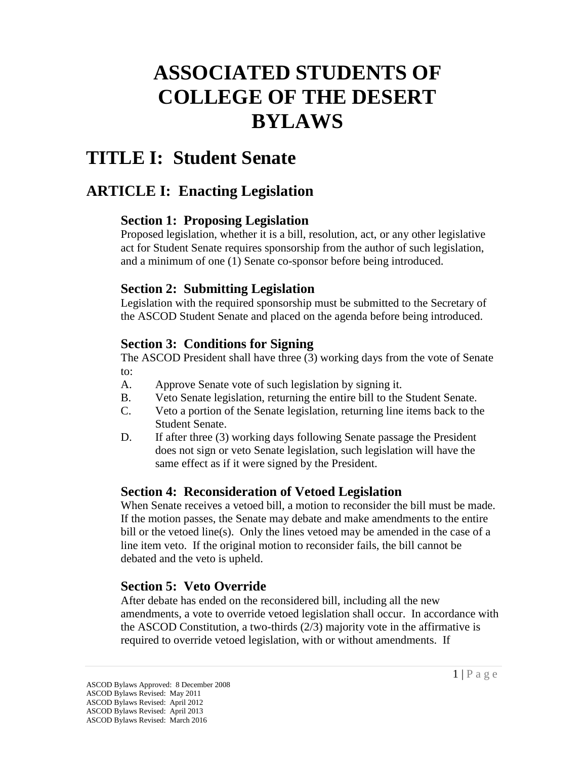# ASSOCIATED STUDENTS OF COLLEGE OF THE DESERT BYLAWS

# TITLE I: Student Senate

## ARTICLE I: Enacting Legislation

### Section 1: Proposing Legislation

Proposed legislation, whether it is a bill, resolution, act, or any other legislative act for Student Senate requires sponsorship from the author of such legislation, and a minimum of one (1) Senate co-sponsor before being introduced.

### Section 2: Submitting Legislation

Legislation with the required sponsorship must be submitted to the Secretary of the ASCOD Student Senate and placed on the agenda before being introduced.

### Section 3: Conditions for Signing

The ASCOD President shall have three (3) working days from the vote of Senate to:

A. Approve Senate vote of such legislation by signing it.

B. Veto Senate legislation, returning the entire bill to the Student Senate.

C. Veto a portion of the Senate legislation, returning line items back to the Student Senate.

D. If after three (3) working days following Senate passage the President does not sign or veto Senate legislation, such legislation will have the same effect as if it were signed by the President.

### Section 4: Reconsideration of Vetoed Legislation

When Senate receives a vetoed bill, a motion to reconsider the bill must be made. If the motion passes, the Senate may debate and make amendments to the entire bill or the vetoed line(s). Only the lines vetoed may be amended in the case of a line item veto. If the original motion to reconsider fails, the bill cannot be debated and the veto is upheld.

### Section 5: Veto Override

After debate has ended on the reconsidered bill, including all the new amendments, a vote to override vetoed legislation shall occur. In accordance with the ASCOD Constitution, a two-thirds (2/3) majority vote in the affirmative is required to override vetoed legislation, with or without amendments. If

ASCOD Bylaws Approved: 8 December 2008
ASCOD Bylaws Revised: May 2011
ASCOD Bylaws Revised: April 2012
ASCOD Bylaws Revised: April 2013
ASCOD Bylaws Revised: March 2016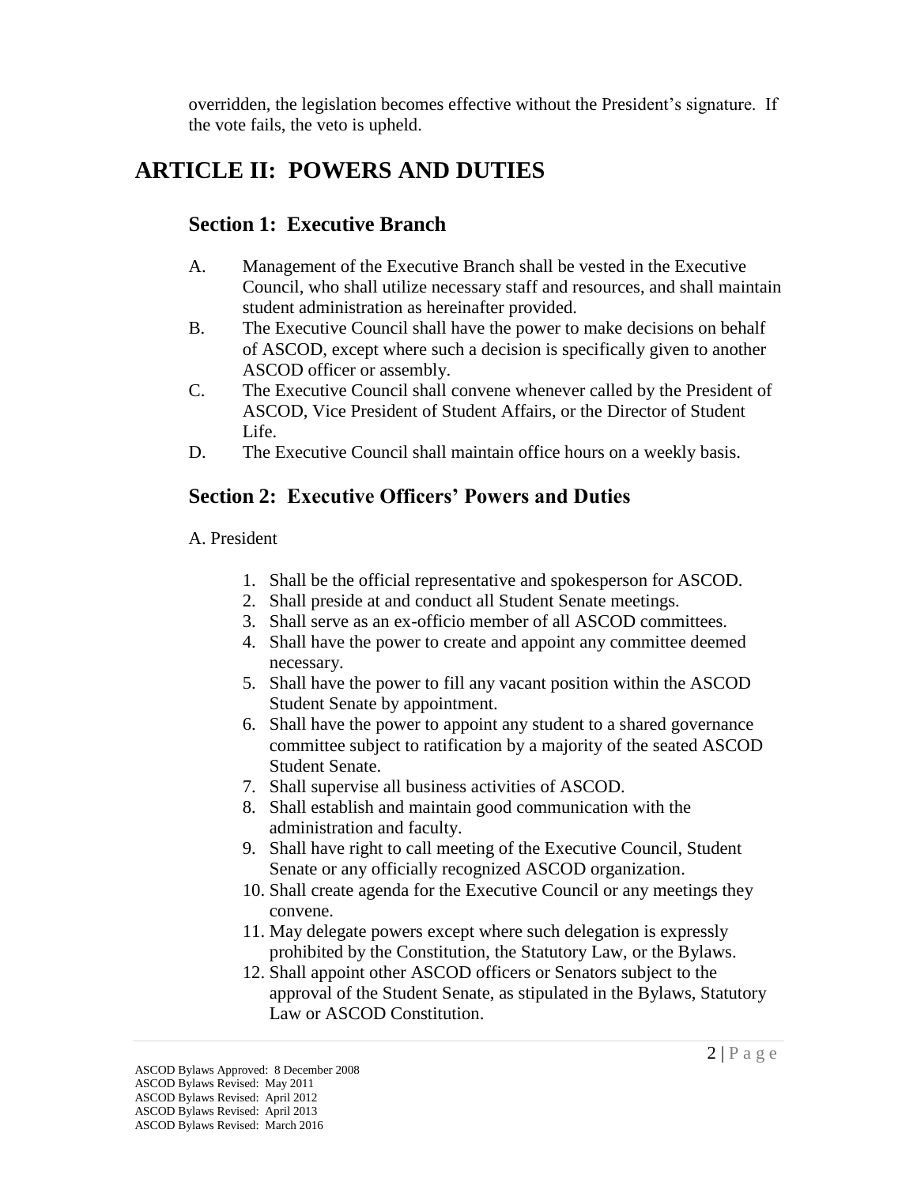overridden, the legislation becomes effective without the President's signature. If the vote fails, the veto is upheld.

# ARTICLE II: POWERS AND DUTIES

## Section 1: Executive Branch

A. Management of the Executive Branch shall be vested in the Executive Council, who shall utilize necessary staff and resources, and shall maintain student administration as hereinafter provided.

B. The Executive Council shall have the power to make decisions on behalf of ASCOD, except where such a decision is specifically given to another ASCOD officer or assembly.

C. The Executive Council shall convene whenever called by the President of ASCOD, Vice President of Student Affairs, or the Director of Student Life.

D. The Executive Council shall maintain office hours on a weekly basis.

## Section 2: Executive Officers' Powers and Duties

A. President

1. Shall be the official representative and spokesperson for ASCOD.
2. Shall preside at and conduct all Student Senate meetings.
3. Shall serve as an ex-officio member of all ASCOD committees.
4. Shall have the power to create and appoint any committee deemed necessary.
5. Shall have the power to fill any vacant position within the ASCOD Student Senate by appointment.
6. Shall have the power to appoint any student to a shared governance committee subject to ratification by a majority of the seated ASCOD Student Senate.
7. Shall supervise all business activities of ASCOD.
8. Shall establish and maintain good communication with the administration and faculty.
9. Shall have right to call meeting of the Executive Council, Student Senate or any officially recognized ASCOD organization.
10. Shall create agenda for the Executive Council or any meetings they convene.
11. May delegate powers except where such delegation is expressly prohibited by the Constitution, the Statutory Law, or the Bylaws.
12. Shall appoint other ASCOD officers or Senators subject to the approval of the Student Senate, as stipulated in the Bylaws, Statutory Law or ASCOD Constitution.

ASCOD Bylaws Approved: 8 December 2008
ASCOD Bylaws Revised: May 2011
ASCOD Bylaws Revised: April 2012
ASCOD Bylaws Revised: April 2013
ASCOD Bylaws Revised: March 2016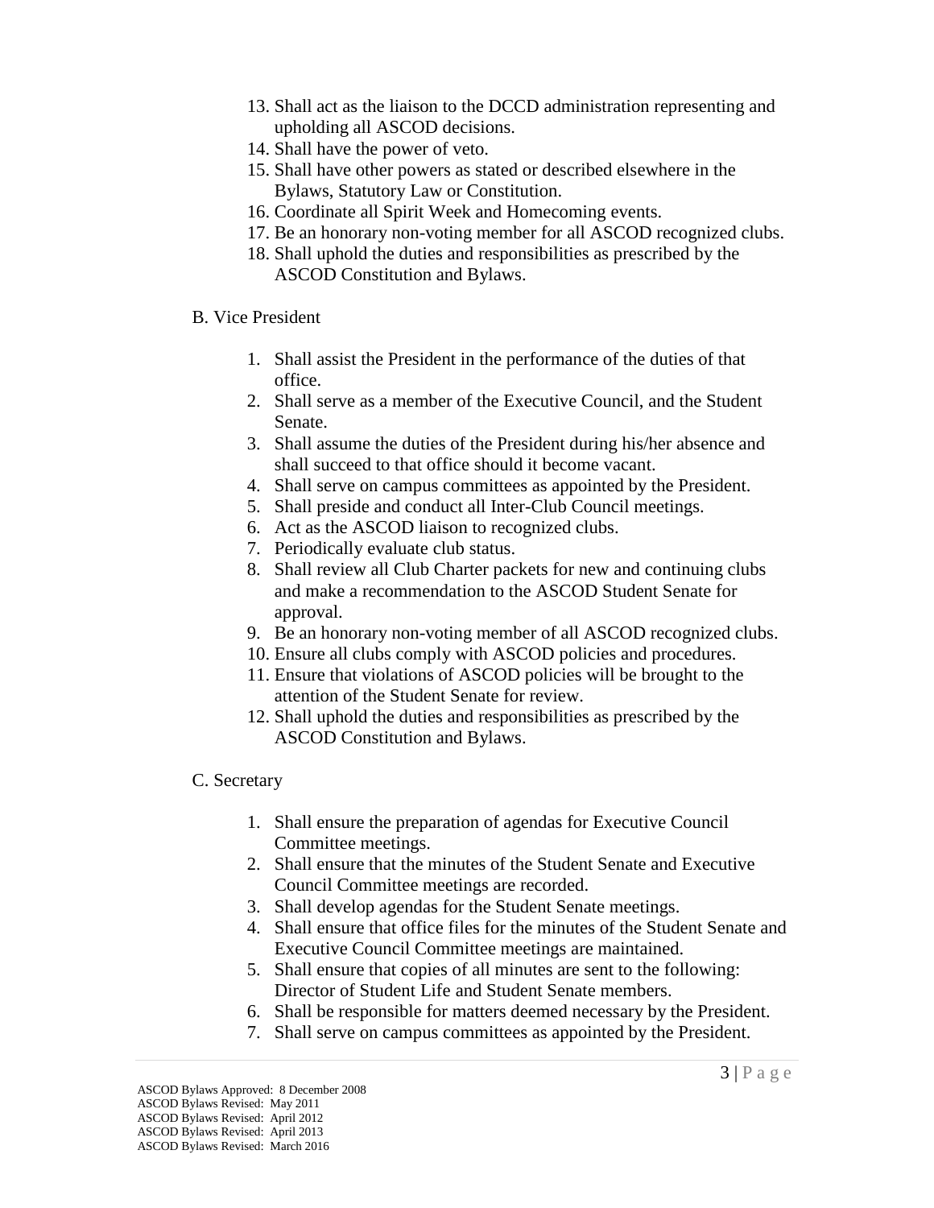13. Shall act as the liaison to the DCCD administration representing and upholding all ASCOD decisions.
14. Shall have the power of veto.
15. Shall have other powers as stated or described elsewhere in the Bylaws, Statutory Law or Constitution.
16. Coordinate all Spirit Week and Homecoming events.
17. Be an honorary non-voting member for all ASCOD recognized clubs.
18. Shall uphold the duties and responsibilities as prescribed by the ASCOD Constitution and Bylaws.

B. Vice President

1. Shall assist the President in the performance of the duties of that office.
2. Shall serve as a member of the Executive Council, and the Student Senate.
3. Shall assume the duties of the President during his/her absence and shall succeed to that office should it become vacant.
4. Shall serve on campus committees as appointed by the President.
5. Shall preside and conduct all Inter-Club Council meetings.
6. Act as the ASCOD liaison to recognized clubs.
7. Periodically evaluate club status.
8. Shall review all Club Charter packets for new and continuing clubs and make a recommendation to the ASCOD Student Senate for approval.
9. Be an honorary non-voting member of all ASCOD recognized clubs.
10. Ensure all clubs comply with ASCOD policies and procedures.
11. Ensure that violations of ASCOD policies will be brought to the attention of the Student Senate for review.
12. Shall uphold the duties and responsibilities as prescribed by the ASCOD Constitution and Bylaws.

C. Secretary

1. Shall ensure the preparation of agendas for Executive Council Committee meetings.
2. Shall ensure that the minutes of the Student Senate and Executive Council Committee meetings are recorded.
3. Shall develop agendas for the Student Senate meetings.
4. Shall ensure that office files for the minutes of the Student Senate and Executive Council Committee meetings are maintained.
5. Shall ensure that copies of all minutes are sent to the following: Director of Student Life and Student Senate members.
6. Shall be responsible for matters deemed necessary by the President.
7. Shall serve on campus committees as appointed by the President.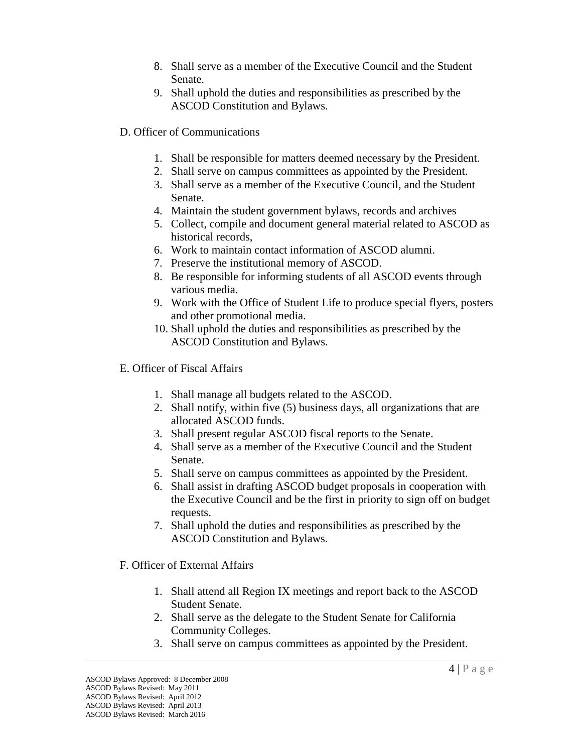8. Shall serve as a member of the Executive Council and the Student Senate.
9. Shall uphold the duties and responsibilities as prescribed by the ASCOD Constitution and Bylaws.

D. Officer of Communications

1. Shall be responsible for matters deemed necessary by the President.
2. Shall serve on campus committees as appointed by the President.
3. Shall serve as a member of the Executive Council, and the Student Senate.
4. Maintain the student government bylaws, records and archives
5. Collect, compile and document general material related to ASCOD as historical records,
6. Work to maintain contact information of ASCOD alumni.
7. Preserve the institutional memory of ASCOD.
8. Be responsible for informing students of all ASCOD events through various media.
9. Work with the Office of Student Life to produce special flyers, posters and other promotional media.
10. Shall uphold the duties and responsibilities as prescribed by the ASCOD Constitution and Bylaws.

E. Officer of Fiscal Affairs

1. Shall manage all budgets related to the ASCOD.
2. Shall notify, within five (5) business days, all organizations that are allocated ASCOD funds.
3. Shall present regular ASCOD fiscal reports to the Senate.
4. Shall serve as a member of the Executive Council and the Student Senate.
5. Shall serve on campus committees as appointed by the President.
6. Shall assist in drafting ASCOD budget proposals in cooperation with the Executive Council and be the first in priority to sign off on budget requests.
7. Shall uphold the duties and responsibilities as prescribed by the ASCOD Constitution and Bylaws.

F. Officer of External Affairs

1. Shall attend all Region IX meetings and report back to the ASCOD Student Senate.
2. Shall serve as the delegate to the Student Senate for California Community Colleges.
3. Shall serve on campus committees as appointed by the President.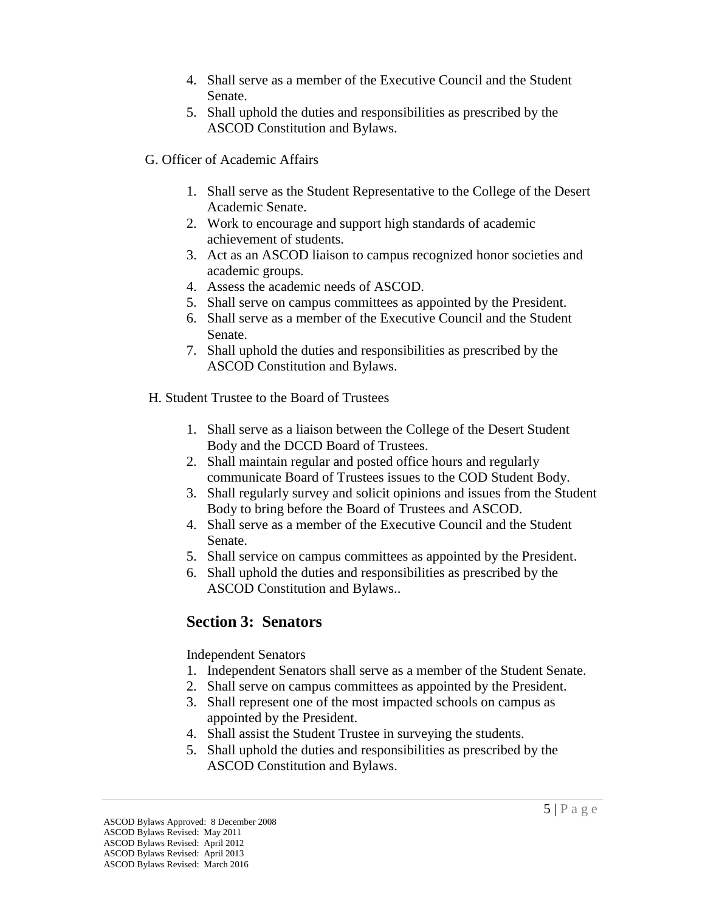4. Shall serve as a member of the Executive Council and the Student Senate.
5. Shall uphold the duties and responsibilities as prescribed by the ASCOD Constitution and Bylaws.

G. Officer of Academic Affairs

1. Shall serve as the Student Representative to the College of the Desert Academic Senate.
2. Work to encourage and support high standards of academic achievement of students.
3. Act as an ASCOD liaison to campus recognized honor societies and academic groups.
4. Assess the academic needs of ASCOD.
5. Shall serve on campus committees as appointed by the President.
6. Shall serve as a member of the Executive Council and the Student Senate.
7. Shall uphold the duties and responsibilities as prescribed by the ASCOD Constitution and Bylaws.

H. Student Trustee to the Board of Trustees

1. Shall serve as a liaison between the College of the Desert Student Body and the DCCD Board of Trustees.
2. Shall maintain regular and posted office hours and regularly communicate Board of Trustees issues to the COD Student Body.
3. Shall regularly survey and solicit opinions and issues from the Student Body to bring before the Board of Trustees and ASCOD.
4. Shall serve as a member of the Executive Council and the Student Senate.
5. Shall service on campus committees as appointed by the President.
6. Shall uphold the duties and responsibilities as prescribed by the ASCOD Constitution and Bylaws..

## Section 3: Senators

Independent Senators

1. Independent Senators shall serve as a member of the Student Senate.
2. Shall serve on campus committees as appointed by the President.
3. Shall represent one of the most impacted schools on campus as appointed by the President.
4. Shall assist the Student Trustee in surveying the students.
5. Shall uphold the duties and responsibilities as prescribed by the ASCOD Constitution and Bylaws.

ASCOD Bylaws Approved: 8 December 2008
ASCOD Bylaws Revised: May 2011
ASCOD Bylaws Revised: April 2012
ASCOD Bylaws Revised: April 2013
ASCOD Bylaws Revised: March 2016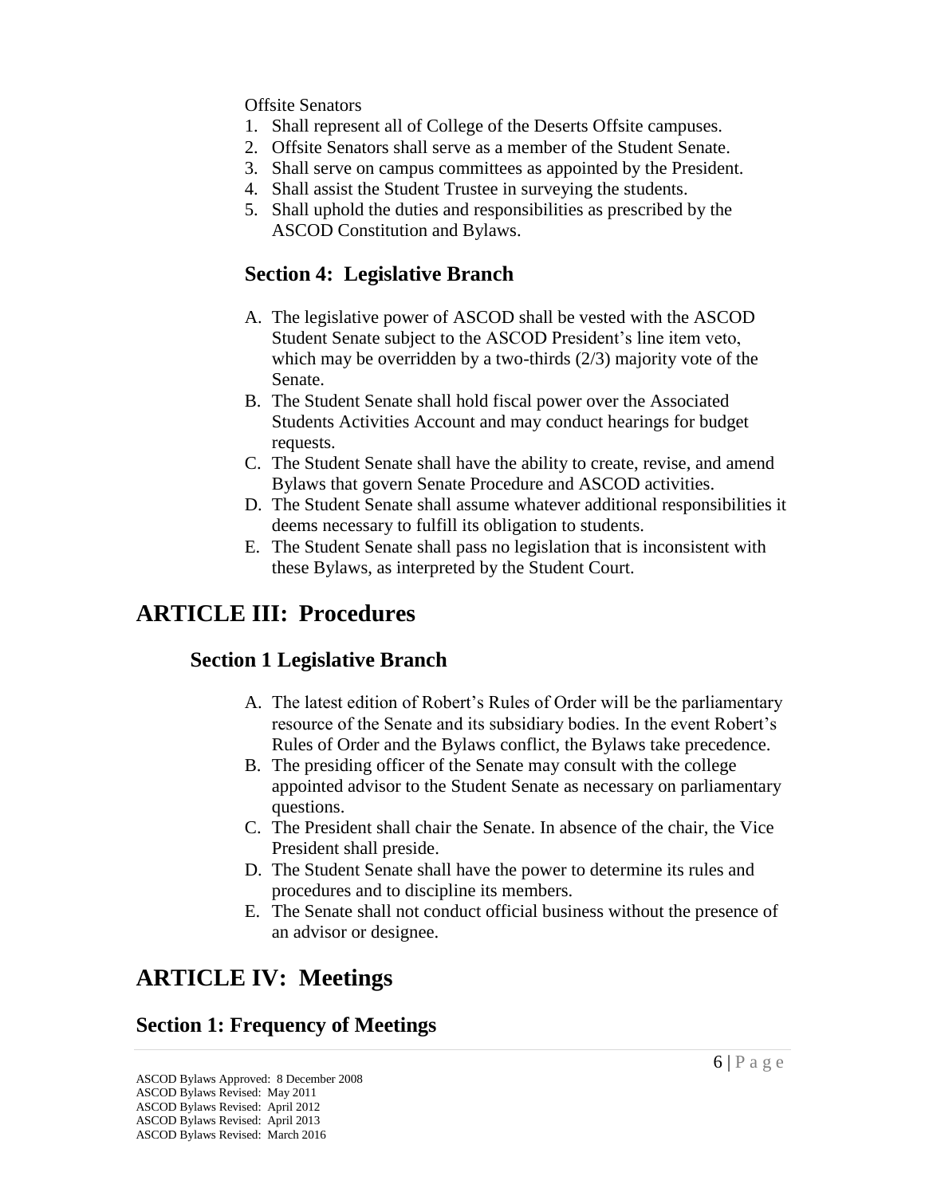Offsite Senators

1. Shall represent all of College of the Deserts Offsite campuses.
2. Offsite Senators shall serve as a member of the Student Senate.
3. Shall serve on campus committees as appointed by the President.
4. Shall assist the Student Trustee in surveying the students.
5. Shall uphold the duties and responsibilities as prescribed by the ASCOD Constitution and Bylaws.

### Section 4: Legislative Branch

A. The legislative power of ASCOD shall be vested with the ASCOD Student Senate subject to the ASCOD President's line item veto, which may be overridden by a two-thirds (2/3) majority vote of the Senate.
B. The Student Senate shall hold fiscal power over the Associated Students Activities Account and may conduct hearings for budget requests.
C. The Student Senate shall have the ability to create, revise, and amend Bylaws that govern Senate Procedure and ASCOD activities.
D. The Student Senate shall assume whatever additional responsibilities it deems necessary to fulfill its obligation to students.
E. The Student Senate shall pass no legislation that is inconsistent with these Bylaws, as interpreted by the Student Court.

## ARTICLE III: Procedures

### Section 1 Legislative Branch

A. The latest edition of Robert's Rules of Order will be the parliamentary resource of the Senate and its subsidiary bodies. In the event Robert's Rules of Order and the Bylaws conflict, the Bylaws take precedence.
B. The presiding officer of the Senate may consult with the college appointed advisor to the Student Senate as necessary on parliamentary questions.
C. The President shall chair the Senate. In absence of the chair, the Vice President shall preside.
D. The Student Senate shall have the power to determine its rules and procedures and to discipline its members.
E. The Senate shall not conduct official business without the presence of an advisor or designee.

## ARTICLE IV: Meetings

### Section 1: Frequency of Meetings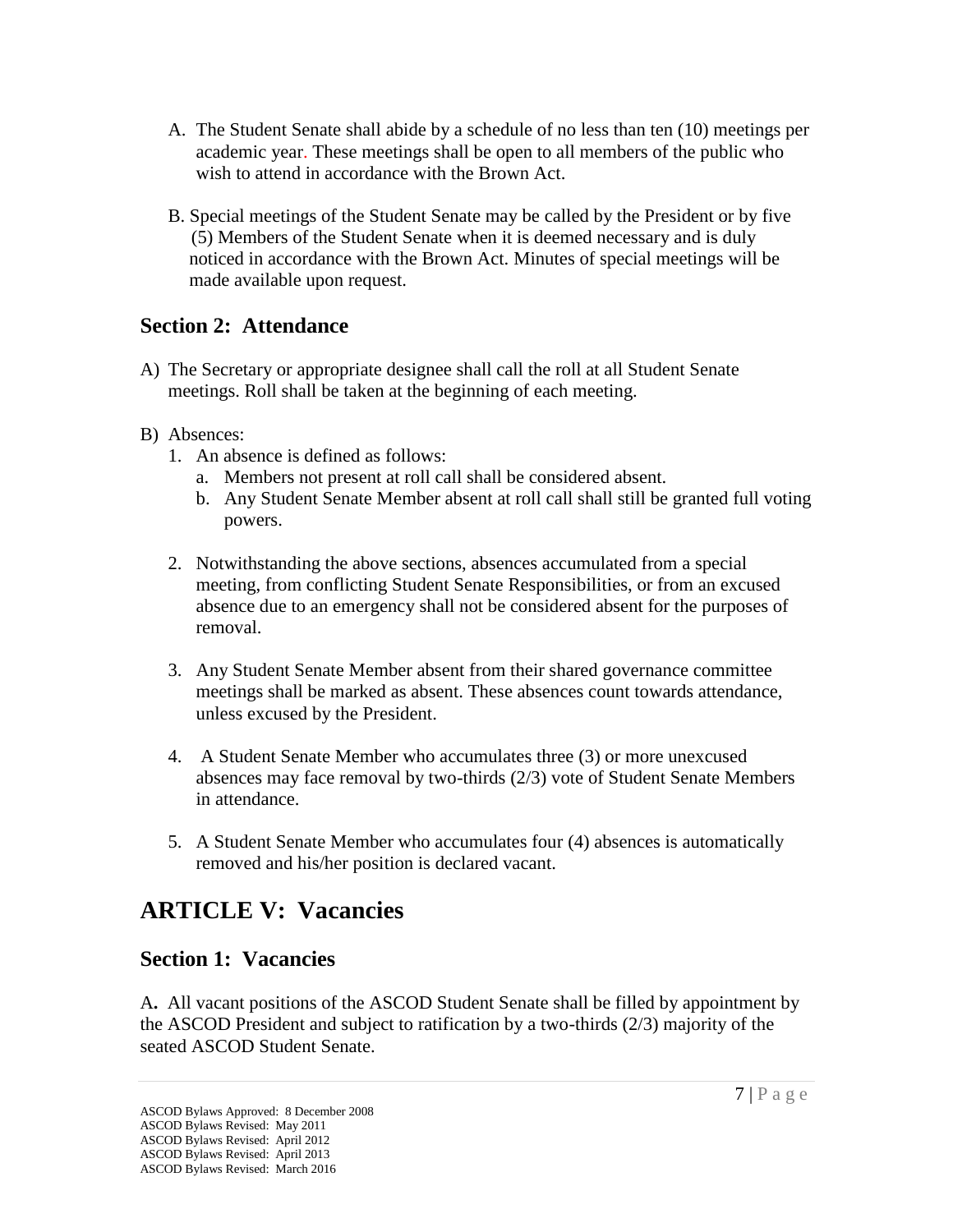A. The Student Senate shall abide by a schedule of no less than ten (10) meetings per academic year. These meetings shall be open to all members of the public who wish to attend in accordance with the Brown Act.

B. Special meetings of the Student Senate may be called by the President or by five (5) Members of the Student Senate when it is deemed necessary and is duly noticed in accordance with the Brown Act. Minutes of special meetings will be made available upon request.

## Section 2: Attendance

A) The Secretary or appropriate designee shall call the roll at all Student Senate meetings. Roll shall be taken at the beginning of each meeting.

B) Absences:

1. An absence is defined as follows:
   a. Members not present at roll call shall be considered absent.
   b. Any Student Senate Member absent at roll call shall still be granted full voting powers.

2. Notwithstanding the above sections, absences accumulated from a special meeting, from conflicting Student Senate Responsibilities, or from an excused absence due to an emergency shall not be considered absent for the purposes of removal.

3. Any Student Senate Member absent from their shared governance committee meetings shall be marked as absent. These absences count towards attendance, unless excused by the President.

4. A Student Senate Member who accumulates three (3) or more unexcused absences may face removal by two-thirds (2/3) vote of Student Senate Members in attendance.

5. A Student Senate Member who accumulates four (4) absences is automatically removed and his/her position is declared vacant.

# ARTICLE V: Vacancies

## Section 1: Vacancies

**A.** All vacant positions of the ASCOD Student Senate shall be filled by appointment by the ASCOD President and subject to ratification by a two-thirds (2/3) majority of the seated ASCOD Student Senate.

ASCOD Bylaws Approved: 8 December 2008
ASCOD Bylaws Revised: May 2011
ASCOD Bylaws Revised: April 2012
ASCOD Bylaws Revised: April 2013
ASCOD Bylaws Revised: March 2016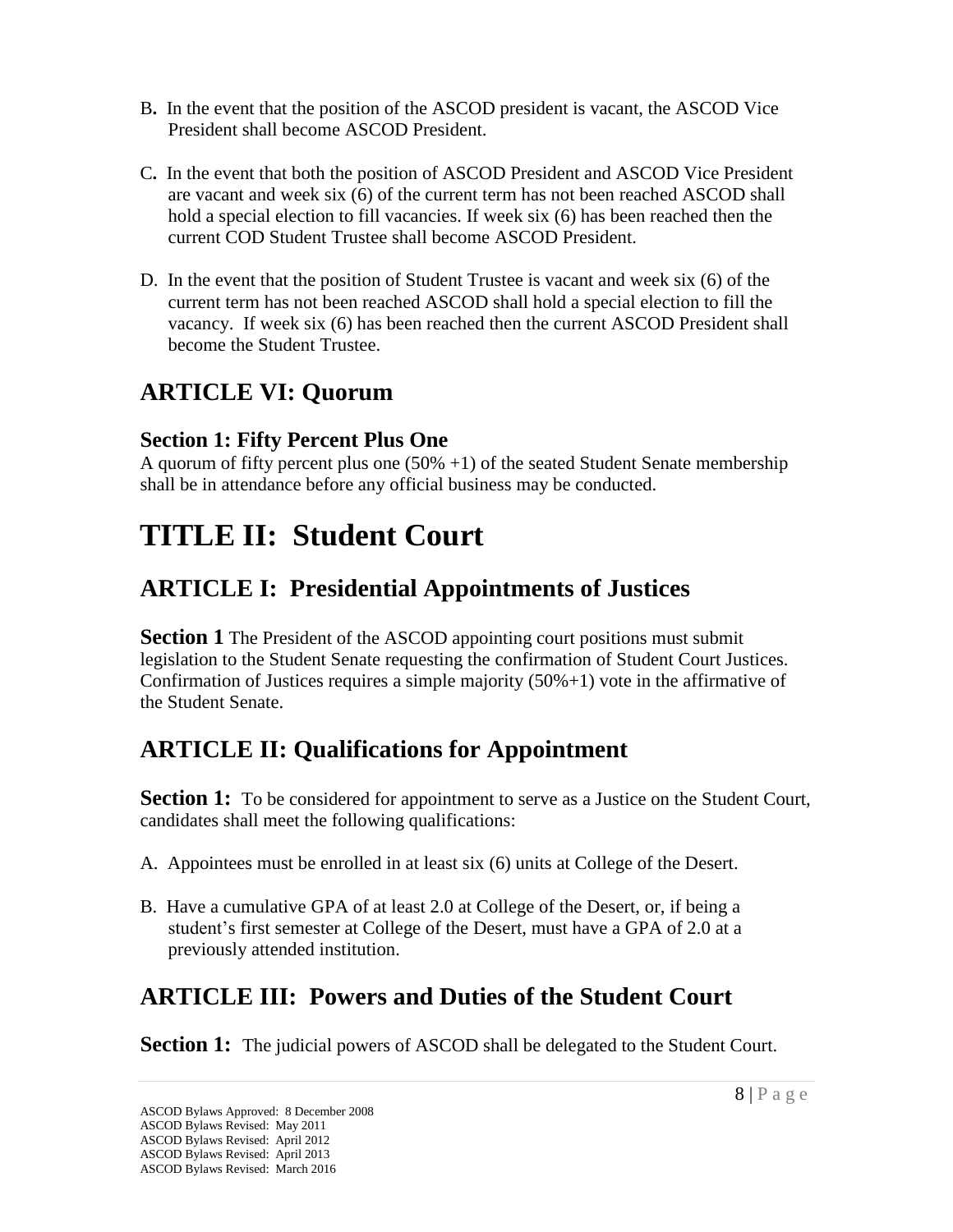B. In the event that the position of the ASCOD president is vacant, the ASCOD Vice President shall become ASCOD President.

C. In the event that both the position of ASCOD President and ASCOD Vice President are vacant and week six (6) of the current term has not been reached ASCOD shall hold a special election to fill vacancies. If week six (6) has been reached then the current COD Student Trustee shall become ASCOD President.

D. In the event that the position of Student Trustee is vacant and week six (6) of the current term has not been reached ASCOD shall hold a special election to fill the vacancy. If week six (6) has been reached then the current ASCOD President shall become the Student Trustee.

## ARTICLE VI: Quorum

### Section 1: Fifty Percent Plus One

A quorum of fifty percent plus one (50% +1) of the seated Student Senate membership shall be in attendance before any official business may be conducted.

# TITLE II: Student Court

## ARTICLE I: Presidential Appointments of Justices

**Section 1** The President of the ASCOD appointing court positions must submit legislation to the Student Senate requesting the confirmation of Student Court Justices. Confirmation of Justices requires a simple majority (50%+1) vote in the affirmative of the Student Senate.

## ARTICLE II: Qualifications for Appointment

**Section 1:** To be considered for appointment to serve as a Justice on the Student Court, candidates shall meet the following qualifications:

A. Appointees must be enrolled in at least six (6) units at College of the Desert.

B. Have a cumulative GPA of at least 2.0 at College of the Desert, or, if being a student's first semester at College of the Desert, must have a GPA of 2.0 at a previously attended institution.

## ARTICLE III: Powers and Duties of the Student Court

**Section 1:** The judicial powers of ASCOD shall be delegated to the Student Court.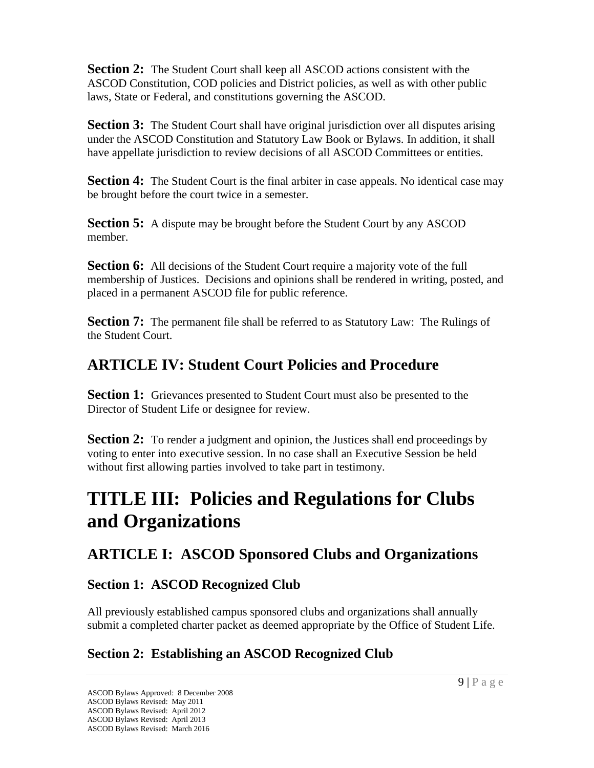**Section 2:** The Student Court shall keep all ASCOD actions consistent with the ASCOD Constitution, COD policies and District policies, as well as with other public laws, State or Federal, and constitutions governing the ASCOD.

**Section 3:** The Student Court shall have original jurisdiction over all disputes arising under the ASCOD Constitution and Statutory Law Book or Bylaws. In addition, it shall have appellate jurisdiction to review decisions of all ASCOD Committees or entities.

**Section 4:** The Student Court is the final arbiter in case appeals. No identical case may be brought before the court twice in a semester.

**Section 5:** A dispute may be brought before the Student Court by any ASCOD member.

**Section 6:** All decisions of the Student Court require a majority vote of the full membership of Justices. Decisions and opinions shall be rendered in writing, posted, and placed in a permanent ASCOD file for public reference.

**Section 7:** The permanent file shall be referred to as Statutory Law: The Rulings of the Student Court.

## ARTICLE IV: Student Court Policies and Procedure

**Section 1:** Grievances presented to Student Court must also be presented to the Director of Student Life or designee for review.

**Section 2:** To render a judgment and opinion, the Justices shall end proceedings by voting to enter into executive session. In no case shall an Executive Session be held without first allowing parties involved to take part in testimony.

# TITLE III: Policies and Regulations for Clubs and Organizations

## ARTICLE I: ASCOD Sponsored Clubs and Organizations

### Section 1: ASCOD Recognized Club

All previously established campus sponsored clubs and organizations shall annually submit a completed charter packet as deemed appropriate by the Office of Student Life.

### Section 2: Establishing an ASCOD Recognized Club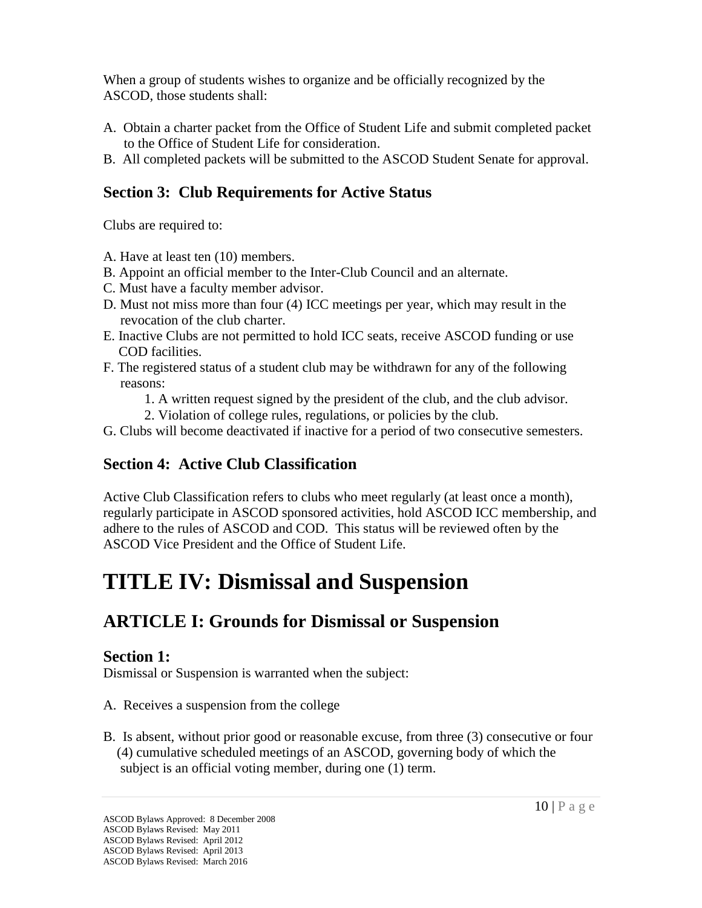When a group of students wishes to organize and be officially recognized by the ASCOD, those students shall:

A. Obtain a charter packet from the Office of Student Life and submit completed packet to the Office of Student Life for consideration.
B. All completed packets will be submitted to the ASCOD Student Senate for approval.

### Section 3: Club Requirements for Active Status

Clubs are required to:

A. Have at least ten (10) members.
B. Appoint an official member to the Inter-Club Council and an alternate.
C. Must have a faculty member advisor.
D. Must not miss more than four (4) ICC meetings per year, which may result in the revocation of the club charter.
E. Inactive Clubs are not permitted to hold ICC seats, receive ASCOD funding or use COD facilities.
F. The registered status of a student club may be withdrawn for any of the following reasons:
   1. A written request signed by the president of the club, and the club advisor.
   2. Violation of college rules, regulations, or policies by the club.
G. Clubs will become deactivated if inactive for a period of two consecutive semesters.

### Section 4: Active Club Classification

Active Club Classification refers to clubs who meet regularly (at least once a month), regularly participate in ASCOD sponsored activities, hold ASCOD ICC membership, and adhere to the rules of ASCOD and COD. This status will be reviewed often by the ASCOD Vice President and the Office of Student Life.

# TITLE IV: Dismissal and Suspension

## ARTICLE I: Grounds for Dismissal or Suspension

### Section 1:

Dismissal or Suspension is warranted when the subject:

A. Receives a suspension from the college

B. Is absent, without prior good or reasonable excuse, from three (3) consecutive or four (4) cumulative scheduled meetings of an ASCOD, governing body of which the subject is an official voting member, during one (1) term.

ASCOD Bylaws Approved: 8 December 2008
ASCOD Bylaws Revised: May 2011
ASCOD Bylaws Revised: April 2012
ASCOD Bylaws Revised: April 2013
ASCOD Bylaws Revised: March 2016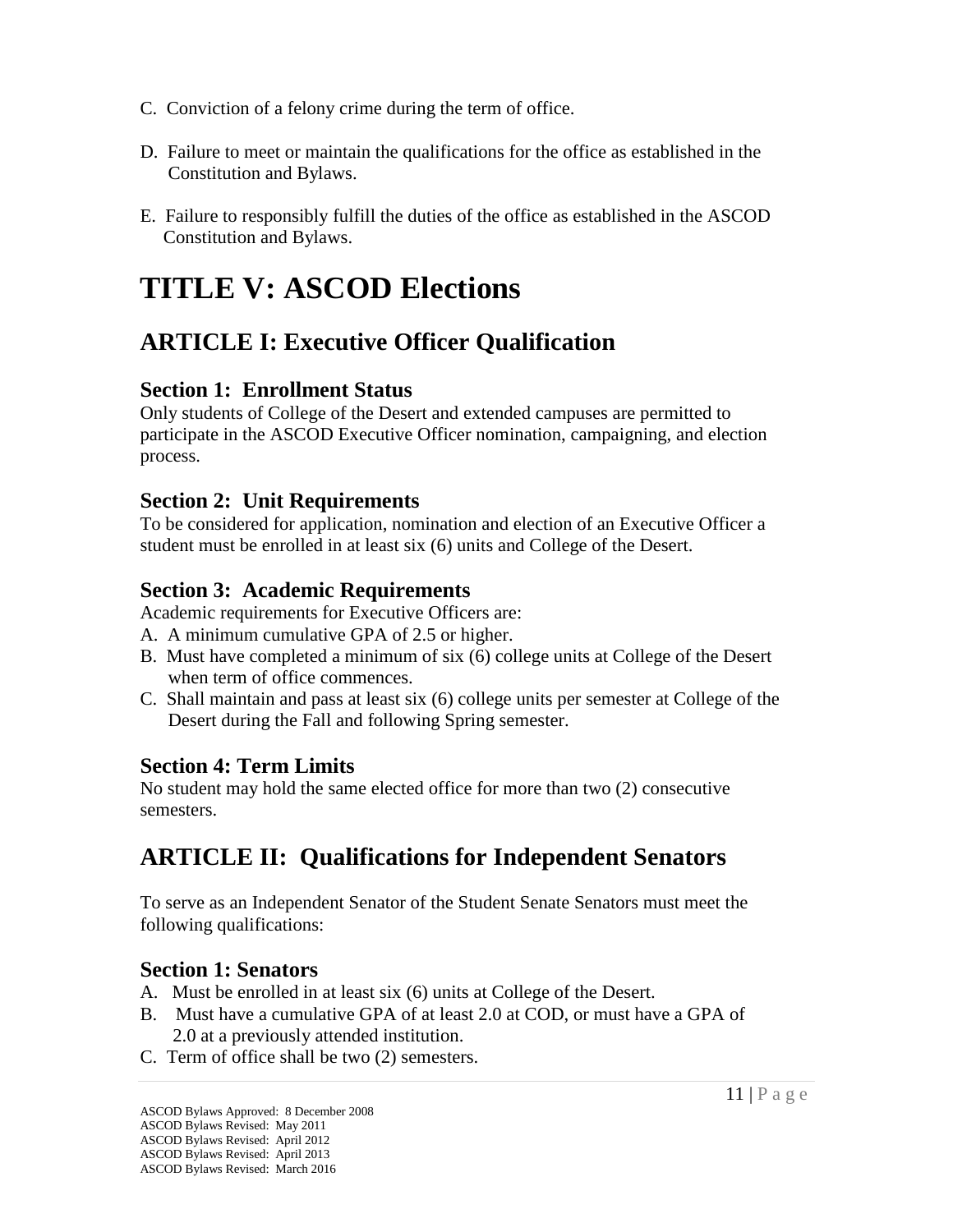C. Conviction of a felony crime during the term of office.

D. Failure to meet or maintain the qualifications for the office as established in the Constitution and Bylaws.

E. Failure to responsibly fulfill the duties of the office as established in the ASCOD Constitution and Bylaws.

# TITLE V: ASCOD Elections

## ARTICLE I: Executive Officer Qualification

### Section 1: Enrollment Status

Only students of College of the Desert and extended campuses are permitted to participate in the ASCOD Executive Officer nomination, campaigning, and election process.

### Section 2: Unit Requirements

To be considered for application, nomination and election of an Executive Officer a student must be enrolled in at least six (6) units and College of the Desert.

### Section 3: Academic Requirements

Academic requirements for Executive Officers are:

A. A minimum cumulative GPA of 2.5 or higher.

B. Must have completed a minimum of six (6) college units at College of the Desert when term of office commences.

C. Shall maintain and pass at least six (6) college units per semester at College of the Desert during the Fall and following Spring semester.

### Section 4: Term Limits

No student may hold the same elected office for more than two (2) consecutive semesters.

## ARTICLE II: Qualifications for Independent Senators

To serve as an Independent Senator of the Student Senate Senators must meet the following qualifications:

### Section 1: Senators

A. Must be enrolled in at least six (6) units at College of the Desert.

B. Must have a cumulative GPA of at least 2.0 at COD, or must have a GPA of 2.0 at a previously attended institution.

C. Term of office shall be two (2) semesters.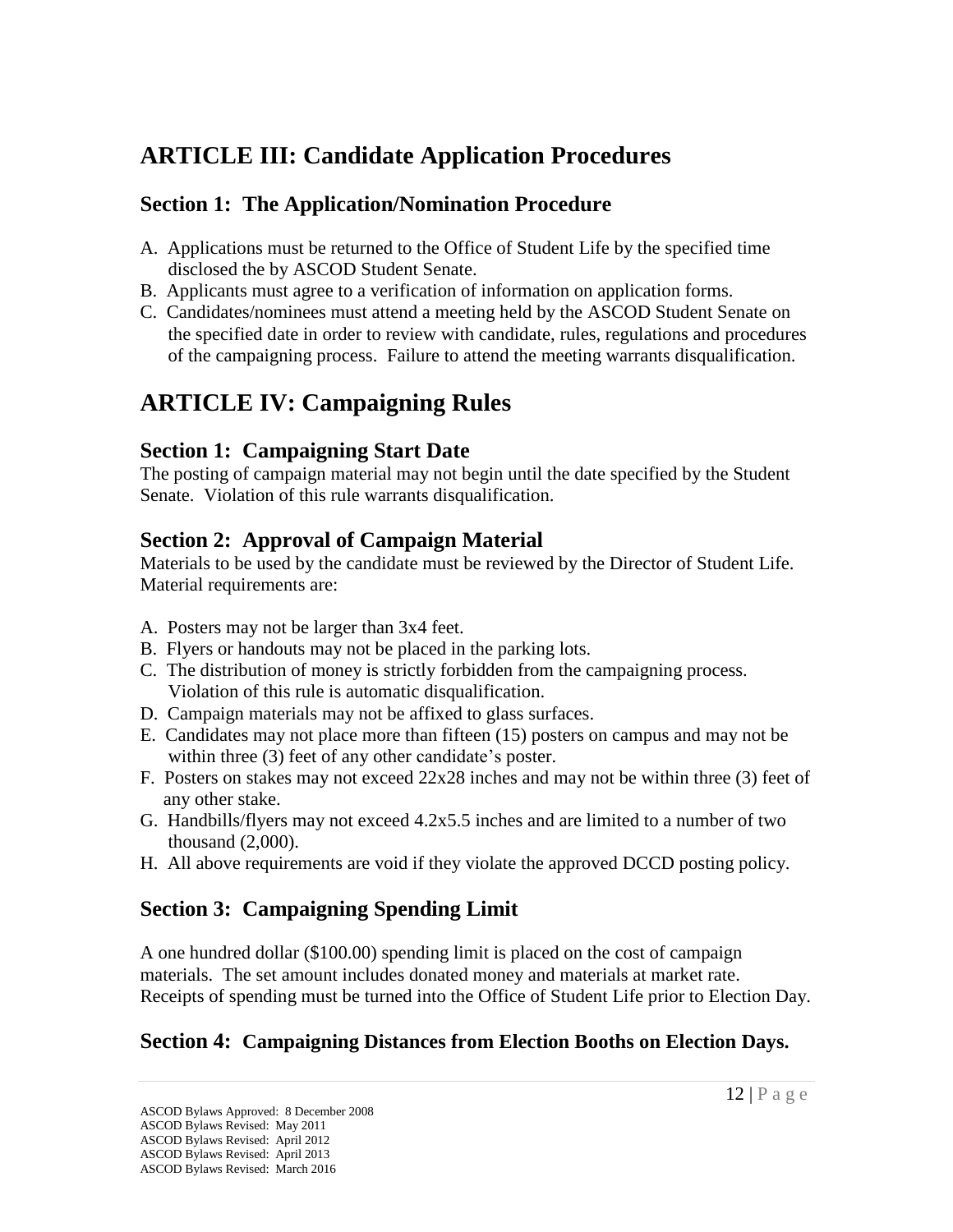# ARTICLE III: Candidate Application Procedures

## Section 1: The Application/Nomination Procedure

A. Applications must be returned to the Office of Student Life by the specified time disclosed the by ASCOD Student Senate.
B. Applicants must agree to a verification of information on application forms.
C. Candidates/nominees must attend a meeting held by the ASCOD Student Senate on the specified date in order to review with candidate, rules, regulations and procedures of the campaigning process. Failure to attend the meeting warrants disqualification.

# ARTICLE IV: Campaigning Rules

## Section 1: Campaigning Start Date

The posting of campaign material may not begin until the date specified by the Student Senate. Violation of this rule warrants disqualification.

## Section 2: Approval of Campaign Material

Materials to be used by the candidate must be reviewed by the Director of Student Life. Material requirements are:

A. Posters may not be larger than 3x4 feet.
B. Flyers or handouts may not be placed in the parking lots.
C. The distribution of money is strictly forbidden from the campaigning process. Violation of this rule is automatic disqualification.
D. Campaign materials may not be affixed to glass surfaces.
E. Candidates may not place more than fifteen (15) posters on campus and may not be within three (3) feet of any other candidate's poster.
F. Posters on stakes may not exceed 22x28 inches and may not be within three (3) feet of any other stake.
G. Handbills/flyers may not exceed 4.2x5.5 inches and are limited to a number of two thousand (2,000).
H. All above requirements are void if they violate the approved DCCD posting policy.

## Section 3: Campaigning Spending Limit

A one hundred dollar ($100.00) spending limit is placed on the cost of campaign materials. The set amount includes donated money and materials at market rate. Receipts of spending must be turned into the Office of Student Life prior to Election Day.

## Section 4: Campaigning Distances from Election Booths on Election Days.

ASCOD Bylaws Approved: 8 December 2008
ASCOD Bylaws Revised: May 2011
ASCOD Bylaws Revised: April 2012
ASCOD Bylaws Revised: April 2013
ASCOD Bylaws Revised: March 2016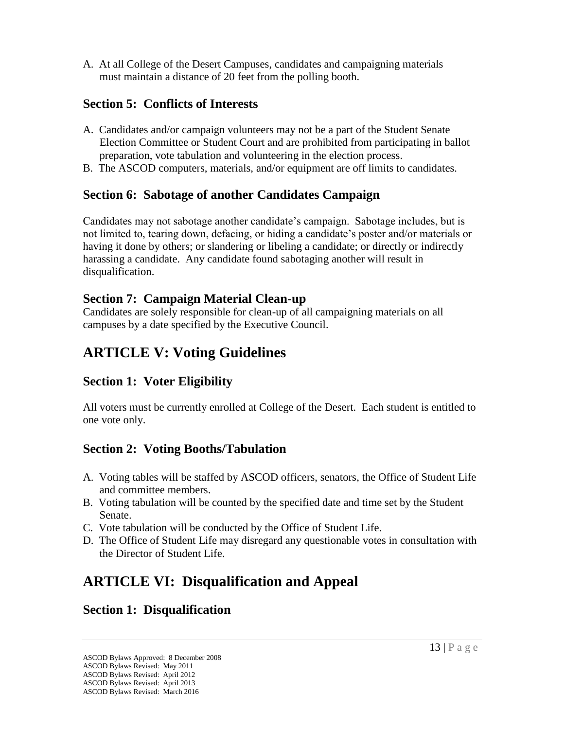A. At all College of the Desert Campuses, candidates and campaigning materials must maintain a distance of 20 feet from the polling booth.

### Section 5: Conflicts of Interests

A. Candidates and/or campaign volunteers may not be a part of the Student Senate Election Committee or Student Court and are prohibited from participating in ballot preparation, vote tabulation and volunteering in the election process.
B. The ASCOD computers, materials, and/or equipment are off limits to candidates.

### Section 6: Sabotage of another Candidates Campaign

Candidates may not sabotage another candidate's campaign. Sabotage includes, but is not limited to, tearing down, defacing, or hiding a candidate's poster and/or materials or having it done by others; or slandering or libeling a candidate; or directly or indirectly harassing a candidate. Any candidate found sabotaging another will result in disqualification.

### Section 7: Campaign Material Clean-up

Candidates are solely responsible for clean-up of all campaigning materials on all campuses by a date specified by the Executive Council.

## ARTICLE V: Voting Guidelines

### Section 1: Voter Eligibility

All voters must be currently enrolled at College of the Desert. Each student is entitled to one vote only.

### Section 2: Voting Booths/Tabulation

A. Voting tables will be staffed by ASCOD officers, senators, the Office of Student Life and committee members.
B. Voting tabulation will be counted by the specified date and time set by the Student Senate.
C. Vote tabulation will be conducted by the Office of Student Life.
D. The Office of Student Life may disregard any questionable votes in consultation with the Director of Student Life.

## ARTICLE VI: Disqualification and Appeal

### Section 1: Disqualification

ASCOD Bylaws Approved: 8 December 2008
ASCOD Bylaws Revised: May 2011
ASCOD Bylaws Revised: April 2012
ASCOD Bylaws Revised: April 2013
ASCOD Bylaws Revised: March 2016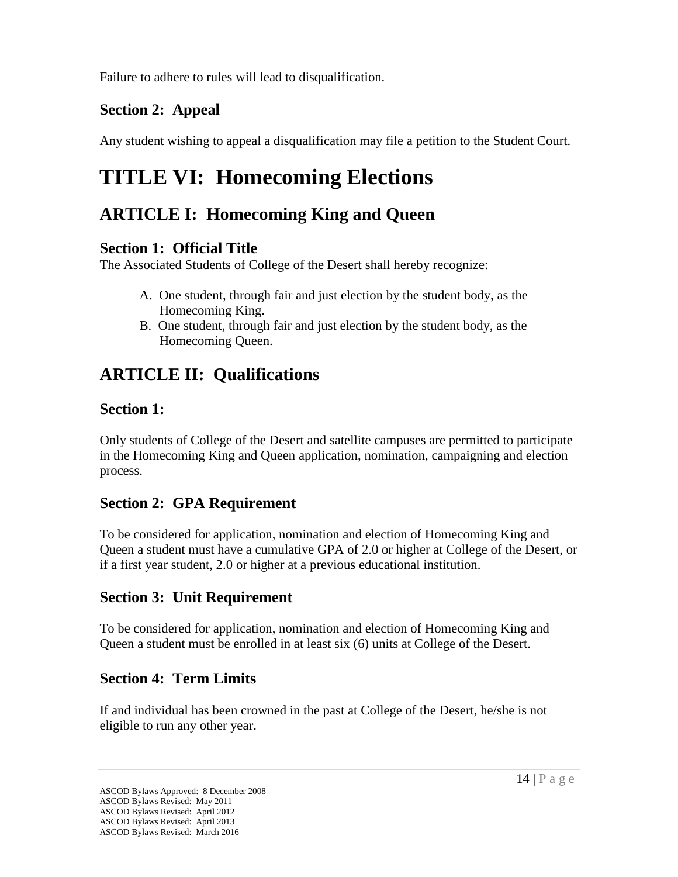Failure to adhere to rules will lead to disqualification.

### Section 2: Appeal

Any student wishing to appeal a disqualification may file a petition to the Student Court.

# TITLE VI: Homecoming Elections

## ARTICLE I: Homecoming King and Queen

### Section 1: Official Title

The Associated Students of College of the Desert shall hereby recognize:

A. One student, through fair and just election by the student body, as the Homecoming King.
B. One student, through fair and just election by the student body, as the Homecoming Queen.

## ARTICLE II: Qualifications

### Section 1:

Only students of College of the Desert and satellite campuses are permitted to participate in the Homecoming King and Queen application, nomination, campaigning and election process.

### Section 2: GPA Requirement

To be considered for application, nomination and election of Homecoming King and Queen a student must have a cumulative GPA of 2.0 or higher at College of the Desert, or if a first year student, 2.0 or higher at a previous educational institution.

### Section 3: Unit Requirement

To be considered for application, nomination and election of Homecoming King and Queen a student must be enrolled in at least six (6) units at College of the Desert.

### Section 4: Term Limits

If and individual has been crowned in the past at College of the Desert, he/she is not eligible to run any other year.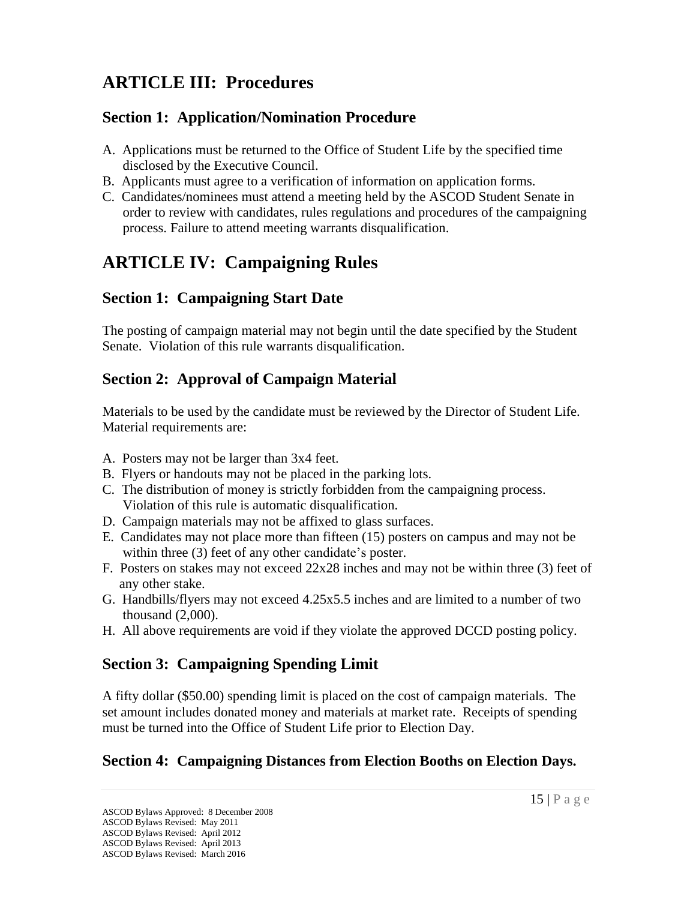# ARTICLE III: Procedures

## Section 1: Application/Nomination Procedure

A. Applications must be returned to the Office of Student Life by the specified time disclosed by the Executive Council.
B. Applicants must agree to a verification of information on application forms.
C. Candidates/nominees must attend a meeting held by the ASCOD Student Senate in order to review with candidates, rules regulations and procedures of the campaigning process. Failure to attend meeting warrants disqualification.

# ARTICLE IV: Campaigning Rules

## Section 1: Campaigning Start Date

The posting of campaign material may not begin until the date specified by the Student Senate. Violation of this rule warrants disqualification.

## Section 2: Approval of Campaign Material

Materials to be used by the candidate must be reviewed by the Director of Student Life. Material requirements are:

A. Posters may not be larger than 3x4 feet.
B. Flyers or handouts may not be placed in the parking lots.
C. The distribution of money is strictly forbidden from the campaigning process. Violation of this rule is automatic disqualification.
D. Campaign materials may not be affixed to glass surfaces.
E. Candidates may not place more than fifteen (15) posters on campus and may not be within three (3) feet of any other candidate's poster.
F. Posters on stakes may not exceed 22x28 inches and may not be within three (3) feet of any other stake.
G. Handbills/flyers may not exceed 4.25x5.5 inches and are limited to a number of two thousand (2,000).
H. All above requirements are void if they violate the approved DCCD posting policy.

## Section 3: Campaigning Spending Limit

A fifty dollar ($50.00) spending limit is placed on the cost of campaign materials. The set amount includes donated money and materials at market rate. Receipts of spending must be turned into the Office of Student Life prior to Election Day.

## Section 4: Campaigning Distances from Election Booths on Election Days.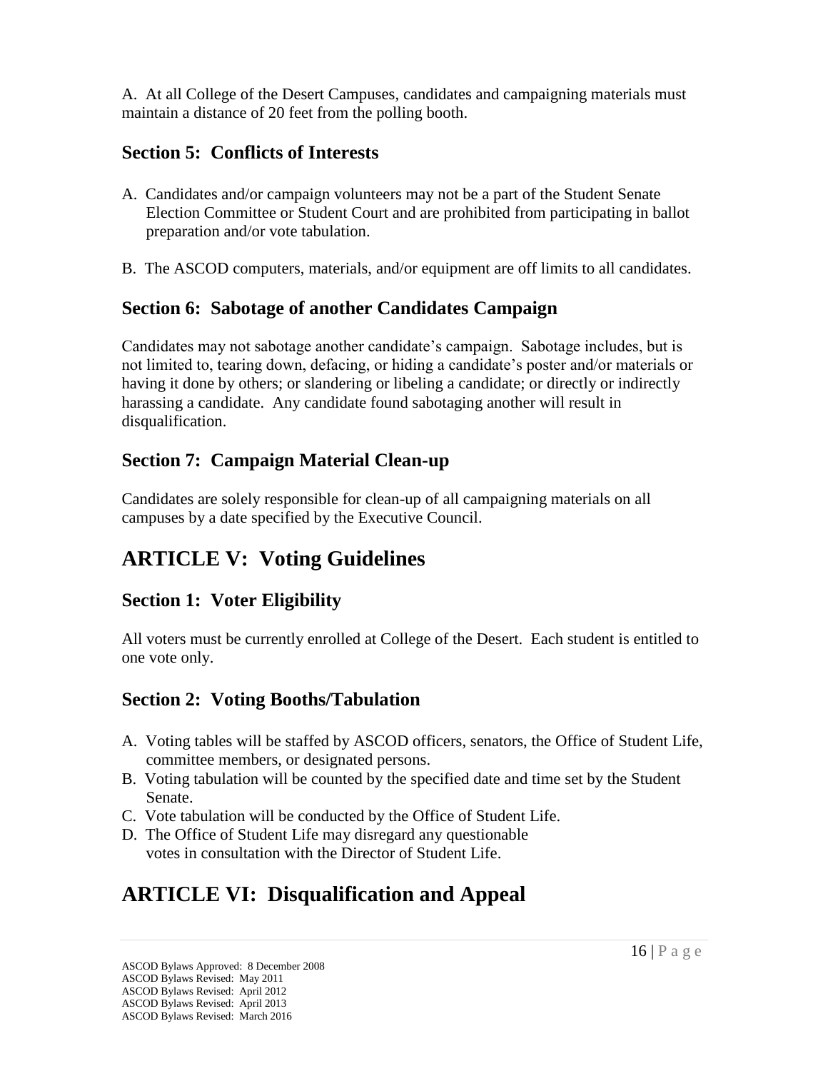A. At all College of the Desert Campuses, candidates and campaigning materials must maintain a distance of 20 feet from the polling booth.

### Section 5: Conflicts of Interests

A. Candidates and/or campaign volunteers may not be a part of the Student Senate Election Committee or Student Court and are prohibited from participating in ballot preparation and/or vote tabulation.

B. The ASCOD computers, materials, and/or equipment are off limits to all candidates.

### Section 6: Sabotage of another Candidates Campaign

Candidates may not sabotage another candidate's campaign. Sabotage includes, but is not limited to, tearing down, defacing, or hiding a candidate's poster and/or materials or having it done by others; or slandering or libeling a candidate; or directly or indirectly harassing a candidate. Any candidate found sabotaging another will result in disqualification.

### Section 7: Campaign Material Clean-up

Candidates are solely responsible for clean-up of all campaigning materials on all campuses by a date specified by the Executive Council.

## ARTICLE V: Voting Guidelines

### Section 1: Voter Eligibility

All voters must be currently enrolled at College of the Desert. Each student is entitled to one vote only.

### Section 2: Voting Booths/Tabulation

A. Voting tables will be staffed by ASCOD officers, senators, the Office of Student Life, committee members, or designated persons.
B. Voting tabulation will be counted by the specified date and time set by the Student Senate.
C. Vote tabulation will be conducted by the Office of Student Life.
D. The Office of Student Life may disregard any questionable votes in consultation with the Director of Student Life.

## ARTICLE VI: Disqualification and Appeal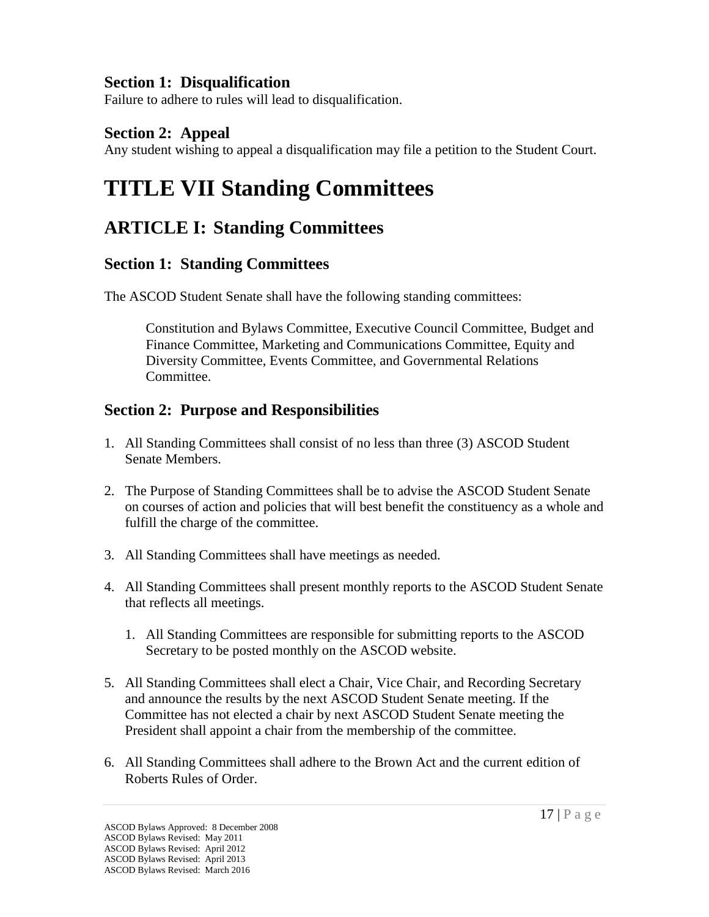### Section 1: Disqualification

Failure to adhere to rules will lead to disqualification.

### Section 2: Appeal

Any student wishing to appeal a disqualification may file a petition to the Student Court.

# TITLE VII Standing Committees

## ARTICLE I: Standing Committees

### Section 1: Standing Committees

The ASCOD Student Senate shall have the following standing committees:

> Constitution and Bylaws Committee, Executive Council Committee, Budget and Finance Committee, Marketing and Communications Committee, Equity and Diversity Committee, Events Committee, and Governmental Relations Committee.

### Section 2: Purpose and Responsibilities

1. All Standing Committees shall consist of no less than three (3) ASCOD Student Senate Members.
2. The Purpose of Standing Committees shall be to advise the ASCOD Student Senate on courses of action and policies that will best benefit the constituency as a whole and fulfill the charge of the committee.
3. All Standing Committees shall have meetings as needed.
4. All Standing Committees shall present monthly reports to the ASCOD Student Senate that reflects all meetings.
    1. All Standing Committees are responsible for submitting reports to the ASCOD Secretary to be posted monthly on the ASCOD website.
5. All Standing Committees shall elect a Chair, Vice Chair, and Recording Secretary and announce the results by the next ASCOD Student Senate meeting. If the Committee has not elected a chair by next ASCOD Student Senate meeting the President shall appoint a chair from the membership of the committee.
6. All Standing Committees shall adhere to the Brown Act and the current edition of Roberts Rules of Order.

ASCOD Bylaws Approved: 8 December 2008
ASCOD Bylaws Revised: May 2011
ASCOD Bylaws Revised: April 2012
ASCOD Bylaws Revised: April 2013
ASCOD Bylaws Revised: March 2016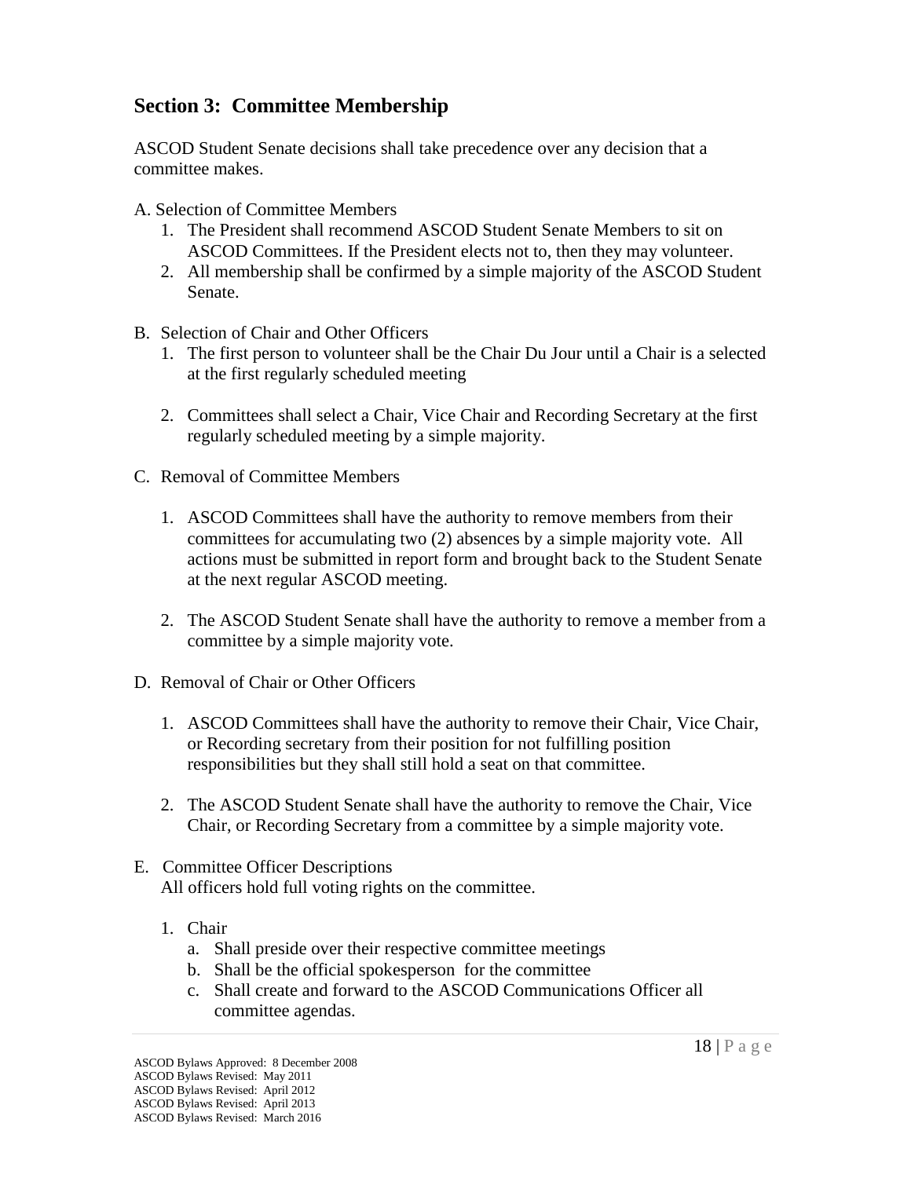## Section 3: Committee Membership

ASCOD Student Senate decisions shall take precedence over any decision that a committee makes.

A. Selection of Committee Members

1. The President shall recommend ASCOD Student Senate Members to sit on ASCOD Committees. If the President elects not to, then they may volunteer.
2. All membership shall be confirmed by a simple majority of the ASCOD Student Senate.

B. Selection of Chair and Other Officers

1. The first person to volunteer shall be the Chair Du Jour until a Chair is a selected at the first regularly scheduled meeting
2. Committees shall select a Chair, Vice Chair and Recording Secretary at the first regularly scheduled meeting by a simple majority.

C. Removal of Committee Members

1. ASCOD Committees shall have the authority to remove members from their committees for accumulating two (2) absences by a simple majority vote. All actions must be submitted in report form and brought back to the Student Senate at the next regular ASCOD meeting.
2. The ASCOD Student Senate shall have the authority to remove a member from a committee by a simple majority vote.

D. Removal of Chair or Other Officers

1. ASCOD Committees shall have the authority to remove their Chair, Vice Chair, or Recording secretary from their position for not fulfilling position responsibilities but they shall still hold a seat on that committee.
2. The ASCOD Student Senate shall have the authority to remove the Chair, Vice Chair, or Recording Secretary from a committee by a simple majority vote.

E. Committee Officer Descriptions

All officers hold full voting rights on the committee.

1. Chair
   a. Shall preside over their respective committee meetings
   b. Shall be the official spokesperson for the committee
   c. Shall create and forward to the ASCOD Communications Officer all committee agendas.

ASCOD Bylaws Approved: 8 December 2008
ASCOD Bylaws Revised: May 2011
ASCOD Bylaws Revised: April 2012
ASCOD Bylaws Revised: April 2013
ASCOD Bylaws Revised: March 2016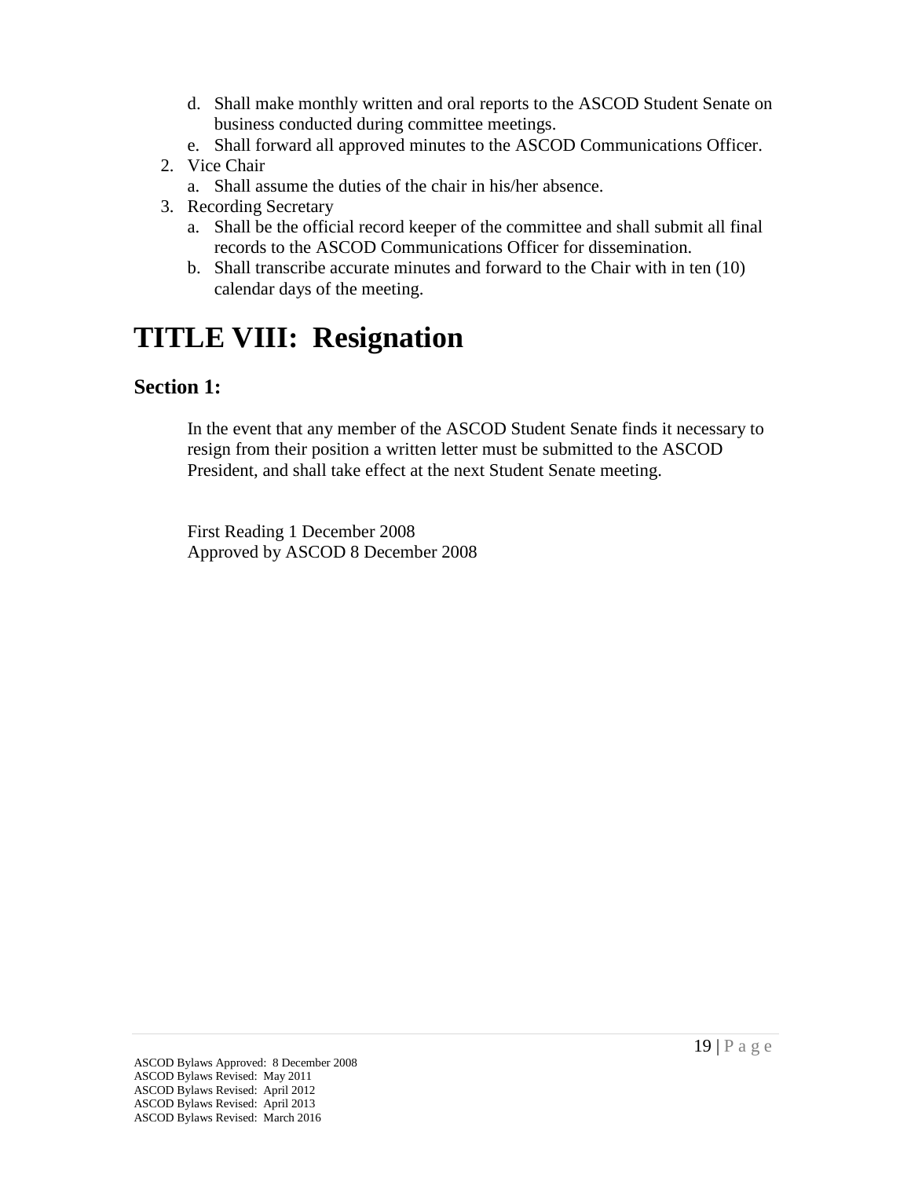d. Shall make monthly written and oral reports to the ASCOD Student Senate on business conducted during committee meetings.
   e. Shall forward all approved minutes to the ASCOD Communications Officer.
2. Vice Chair
   a. Shall assume the duties of the chair in his/her absence.
3. Recording Secretary
   a. Shall be the official record keeper of the committee and shall submit all final records to the ASCOD Communications Officer for dissemination.
   b. Shall transcribe accurate minutes and forward to the Chair with in ten (10) calendar days of the meeting.

# TITLE VIII: Resignation

## Section 1:

In the event that any member of the ASCOD Student Senate finds it necessary to resign from their position a written letter must be submitted to the ASCOD President, and shall take effect at the next Student Senate meeting.

First Reading 1 December 2008
Approved by ASCOD 8 December 2008

ASCOD Bylaws Approved: 8 December 2008
ASCOD Bylaws Revised: May 2011
ASCOD Bylaws Revised: April 2012
ASCOD Bylaws Revised: April 2013
ASCOD Bylaws Revised: March 2016